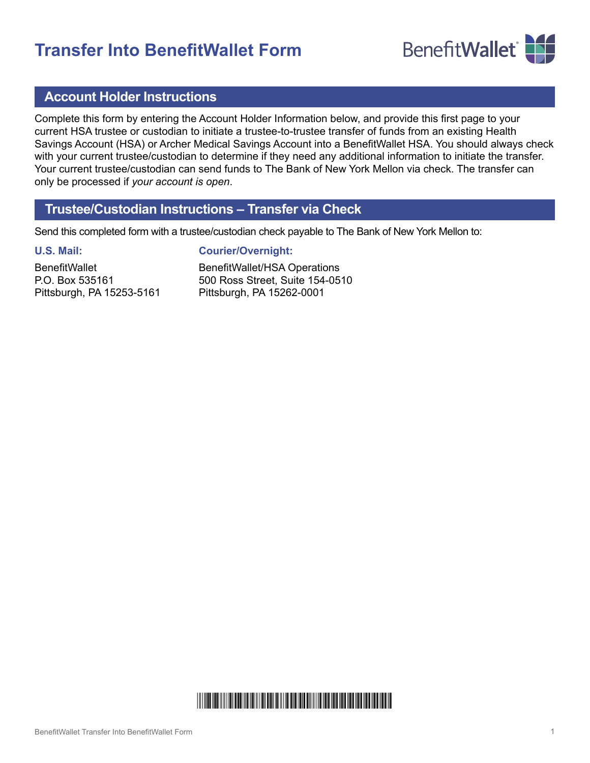# Transfer Into BenefitWallet Form

## Account Holder Instructions

Complete this form by entering the Account Holder Information below, and provide this first page to your current HSA trustee or custodian to initiate a trustee-to-trustee transfer of funds from an existing Health Savings Account (HSA) or Archer Medical Savings Account into a BenefitWallet HSA. You should always check with your current trustee/custodian to determine if they need any additional information to initiate the transfer. Your current trustee/custodian can send funds to The Bank of New York Mellon via check. The transfer can only be processed if *your account is open*.

## Trustee/Custodian Instructions – Transfer via Check

Send this completed form with a trustee/custodian check payable to The Bank of New York Mellon to:

**U.S. Mail:**

BenefitWallet
P.O. Box 535161
Pittsburgh, PA 15253-5161

**Courier/Overnight:**

BenefitWallet/HSA Operations
500 Ross Street, Suite 154-0510
Pittsburgh, PA 15262-0001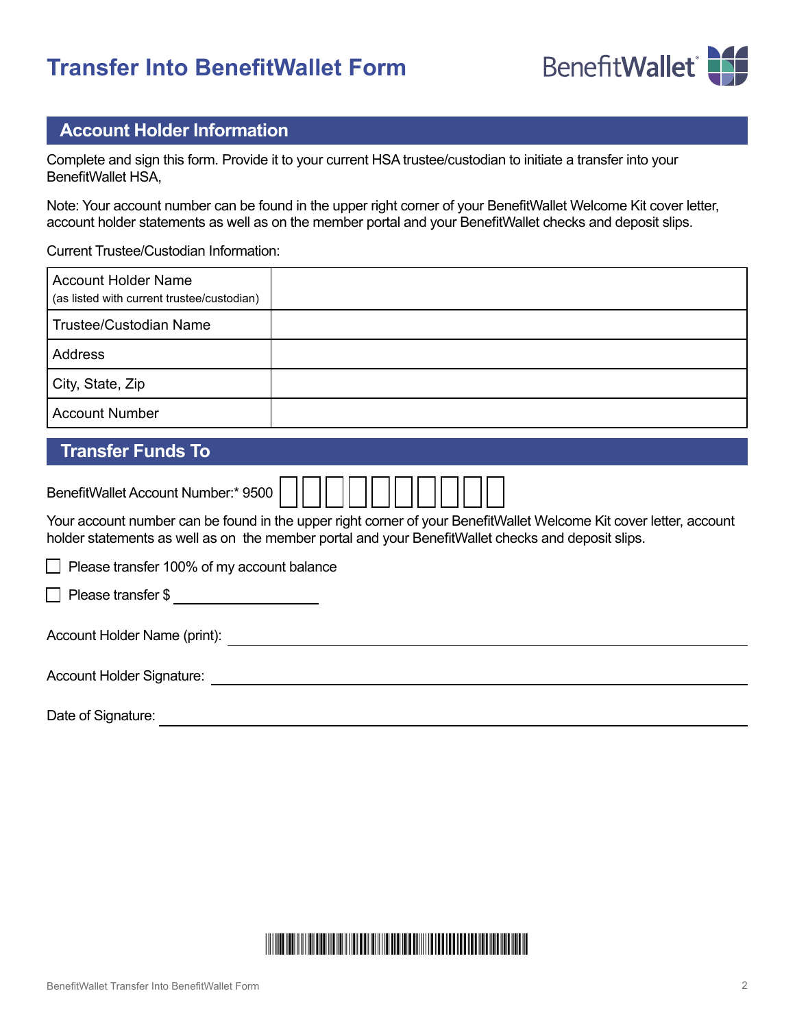# Transfer Into BenefitWallet Form

## Account Holder Information

Complete and sign this form. Provide it to your current HSA trustee/custodian to initiate a transfer into your BenefitWallet HSA,

Note: Your account number can be found in the upper right corner of your BenefitWallet Welcome Kit cover letter, account holder statements as well as on the member portal and your BenefitWallet checks and deposit slips.

Current Trustee/Custodian Information:

| | |
|---|---|
| Account Holder Name (as listed with current trustee/custodian) | |
| Trustee/Custodian Name | |
| Address | |
| City, State, Zip | |
| Account Number | |

## Transfer Funds To

BenefitWallet Account Number:* 9500 ☐☐☐☐☐☐☐☐☐☐

Your account number can be found in the upper right corner of your BenefitWallet Welcome Kit cover letter, account holder statements as well as on the member portal and your BenefitWallet checks and deposit slips.

☐ Please transfer 100% of my account balance

☐ Please transfer $ ____________________

Account Holder Name (print): ____________________

Account Holder Signature: ____________________

Date of Signature: ____________________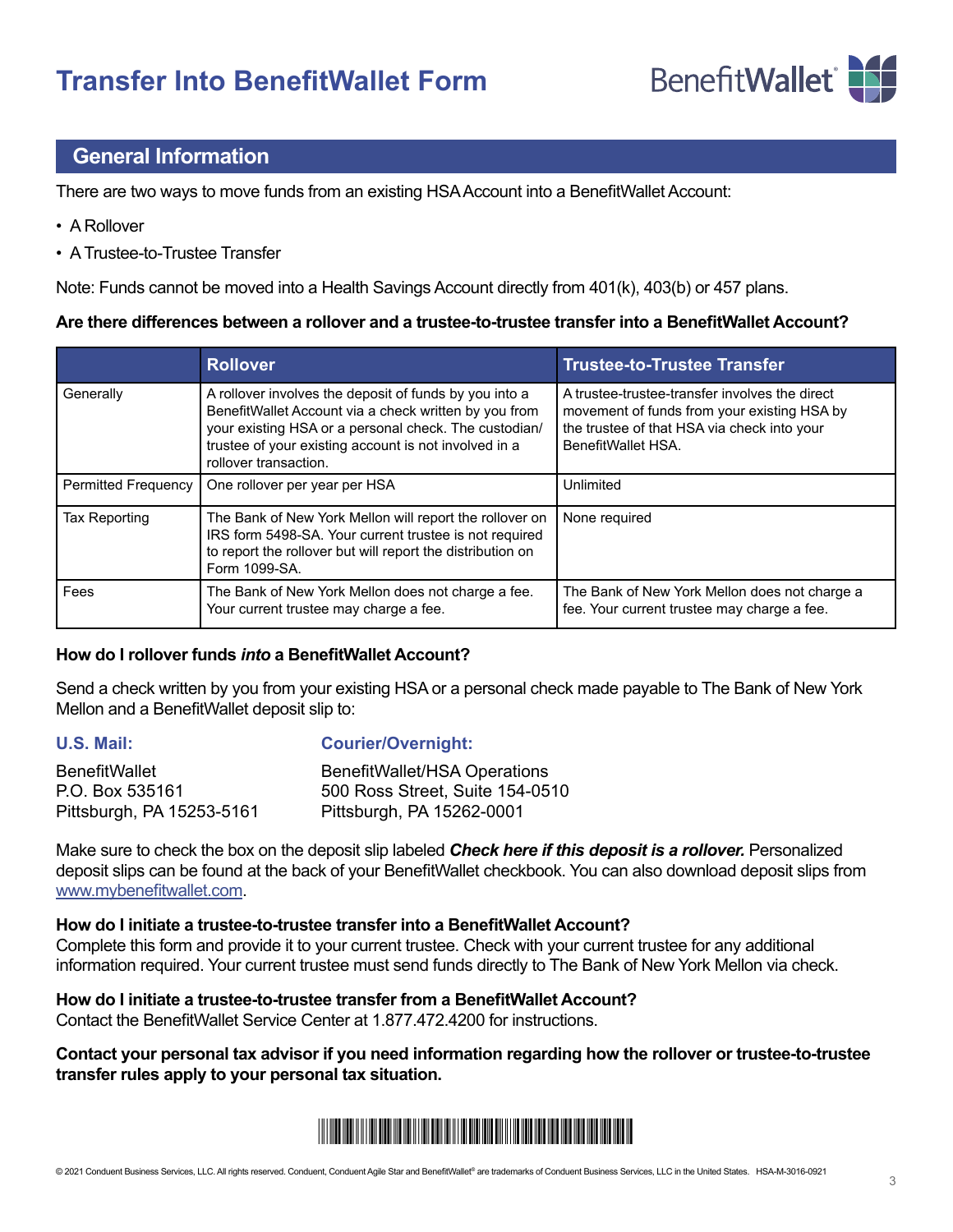# Transfer Into BenefitWallet Form

## General Information

There are two ways to move funds from an existing HSA Account into a BenefitWallet Account:

- A Rollover
- A Trustee-to-Trustee Transfer

Note: Funds cannot be moved into a Health Savings Account directly from 401(k), 403(b) or 457 plans.

**Are there differences between a rollover and a trustee-to-trustee transfer into a BenefitWallet Account?**

| | Rollover | Trustee-to-Trustee Transfer |
|---|---|---|
| Generally | A rollover involves the deposit of funds by you into a BenefitWallet Account via a check written by you from your existing HSA or a personal check. The custodian/ trustee of your existing account is not involved in a rollover transaction. | A trustee-trustee-transfer involves the direct movement of funds from your existing HSA by the trustee of that HSA via check into your BenefitWallet HSA. |
| Permitted Frequency | One rollover per year per HSA | Unlimited |
| Tax Reporting | The Bank of New York Mellon will report the rollover on IRS form 5498-SA. Your current trustee is not required to report the rollover but will report the distribution on Form 1099-SA. | None required |
| Fees | The Bank of New York Mellon does not charge a fee. Your current trustee may charge a fee. | The Bank of New York Mellon does not charge a fee. Your current trustee may charge a fee. |

**How do I rollover funds *into* a BenefitWallet Account?**

Send a check written by you from your existing HSA or a personal check made payable to The Bank of New York Mellon and a BenefitWallet deposit slip to:

**U.S. Mail:**

BenefitWallet
P.O. Box 535161
Pittsburgh, PA 15253-5161

**Courier/Overnight:**

BenefitWallet/HSA Operations
500 Ross Street, Suite 154-0510
Pittsburgh, PA 15262-0001

Make sure to check the box on the deposit slip labeled ***Check here if this deposit is a rollover.*** Personalized deposit slips can be found at the back of your BenefitWallet checkbook. You can also download deposit slips from www.mybenefitwallet.com.

**How do I initiate a trustee-to-trustee transfer into a BenefitWallet Account?**
Complete this form and provide it to your current trustee. Check with your current trustee for any additional information required. Your current trustee must send funds directly to The Bank of New York Mellon via check.

**How do I initiate a trustee-to-trustee transfer from a BenefitWallet Account?**
Contact the BenefitWallet Service Center at 1.877.472.4200 for instructions.

**Contact your personal tax advisor if you need information regarding how the rollover or trustee-to-trustee transfer rules apply to your personal tax situation.**

© 2021 Conduent Business Services, LLC. All rights reserved. Conduent, Conduent Agile Star and BenefitWallet® are trademarks of Conduent Business Services, LLC in the United States. HSA-M-3016-0921